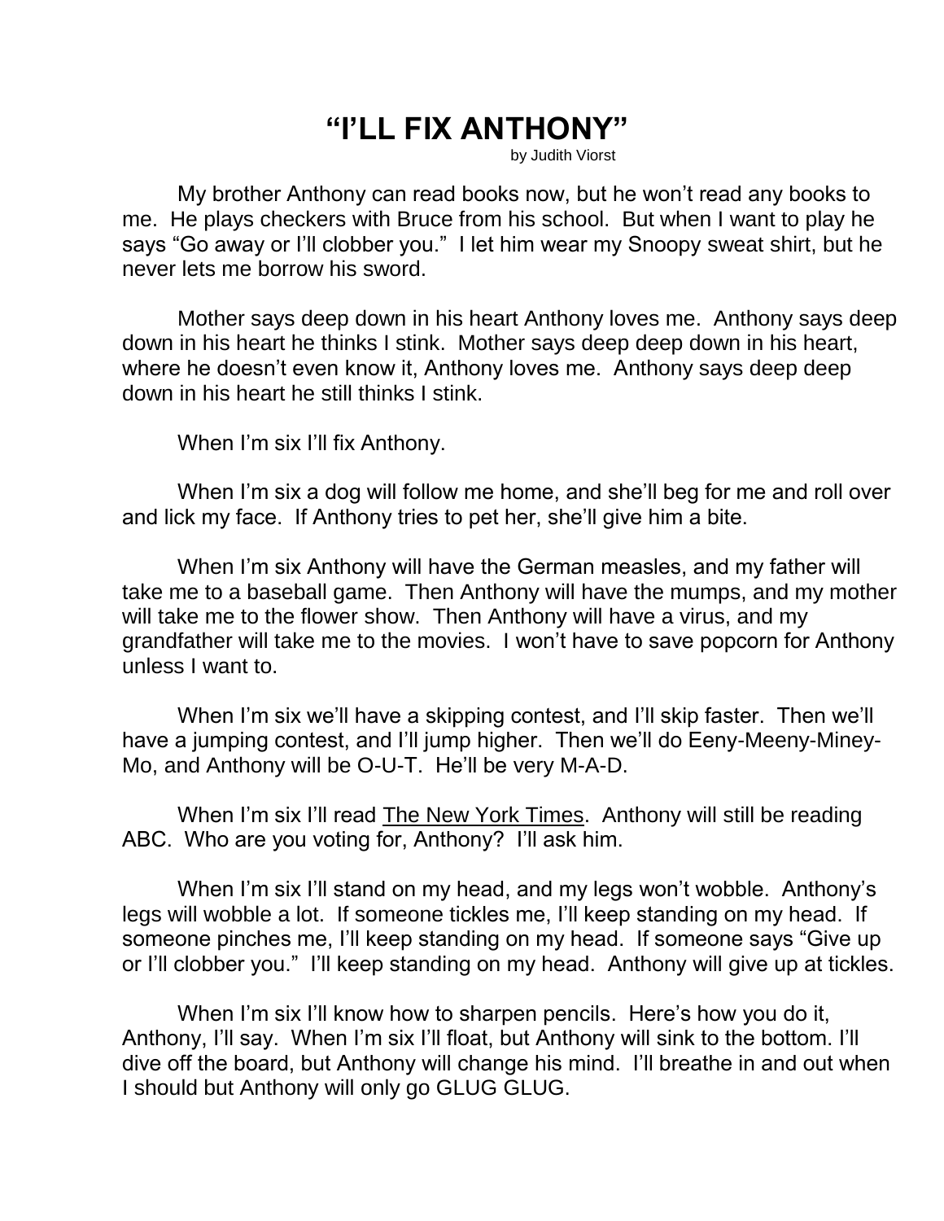# "I'LL FIX ANTHONY"

by Judith Viorst

My brother Anthony can read books now, but he won't read any books to me. He plays checkers with Bruce from his school. But when I want to play he says "Go away or I'll clobber you." I let him wear my Snoopy sweat shirt, but he never lets me borrow his sword.

Mother says deep down in his heart Anthony loves me. Anthony says deep down in his heart he thinks I stink. Mother says deep deep down in his heart, where he doesn't even know it, Anthony loves me. Anthony says deep deep down in his heart he still thinks I stink.

When I'm six I'll fix Anthony.

When I'm six a dog will follow me home, and she'll beg for me and roll over and lick my face. If Anthony tries to pet her, she'll give him a bite.

When I'm six Anthony will have the German measles, and my father will take me to a baseball game. Then Anthony will have the mumps, and my mother will take me to the flower show. Then Anthony will have a virus, and my grandfather will take me to the movies. I won't have to save popcorn for Anthony unless I want to.

When I'm six we'll have a skipping contest, and I'll skip faster. Then we'll have a jumping contest, and I'll jump higher. Then we'll do Eeny-Meeny-Miney-Mo, and Anthony will be O-U-T. He'll be very M-A-D.

When I'm six I'll read <u>The New York Times</u>. Anthony will still be reading ABC. Who are you voting for, Anthony? I'll ask him.

When I'm six I'll stand on my head, and my legs won't wobble. Anthony's legs will wobble a lot. If someone tickles me, I'll keep standing on my head. If someone pinches me, I'll keep standing on my head. If someone says "Give up or I'll clobber you." I'll keep standing on my head. Anthony will give up at tickles.

When I'm six I'll know how to sharpen pencils. Here's how you do it, Anthony, I'll say. When I'm six I'll float, but Anthony will sink to the bottom. I'll dive off the board, but Anthony will change his mind. I'll breathe in and out when I should but Anthony will only go GLUG GLUG.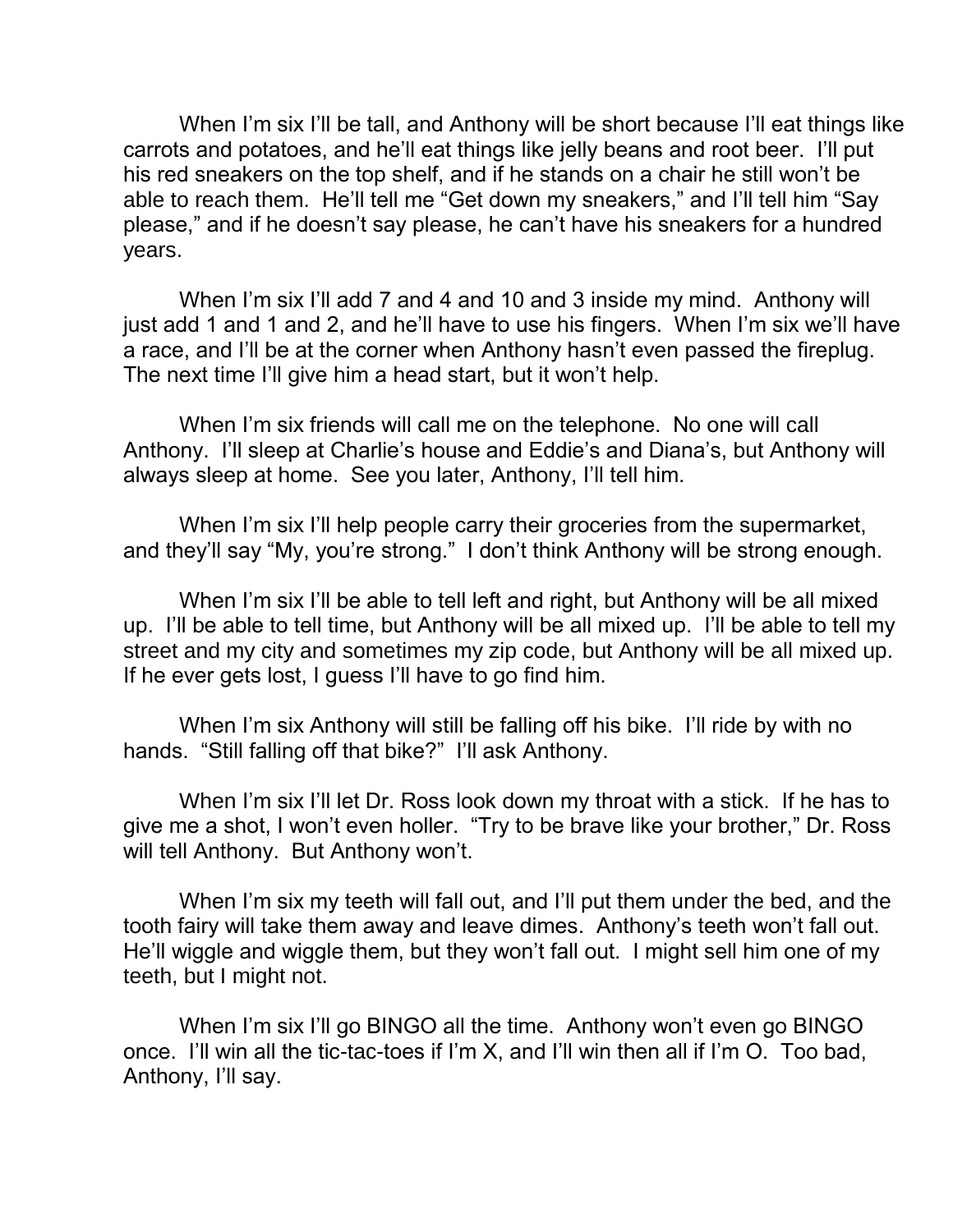When I'm six I'll be tall, and Anthony will be short because I'll eat things like carrots and potatoes, and he'll eat things like jelly beans and root beer. I'll put his red sneakers on the top shelf, and if he stands on a chair he still won't be able to reach them. He'll tell me "Get down my sneakers," and I'll tell him "Say please," and if he doesn't say please, he can't have his sneakers for a hundred years.

When I'm six I'll add 7 and 4 and 10 and 3 inside my mind. Anthony will just add 1 and 1 and 2, and he'll have to use his fingers. When I'm six we'll have a race, and I'll be at the corner when Anthony hasn't even passed the fireplug. The next time I'll give him a head start, but it won't help.

When I'm six friends will call me on the telephone. No one will call Anthony. I'll sleep at Charlie's house and Eddie's and Diana's, but Anthony will always sleep at home. See you later, Anthony, I'll tell him.

When I'm six I'll help people carry their groceries from the supermarket, and they'll say "My, you're strong." I don't think Anthony will be strong enough.

When I'm six I'll be able to tell left and right, but Anthony will be all mixed up. I'll be able to tell time, but Anthony will be all mixed up. I'll be able to tell my street and my city and sometimes my zip code, but Anthony will be all mixed up. If he ever gets lost, I guess I'll have to go find him.

When I'm six Anthony will still be falling off his bike. I'll ride by with no hands. "Still falling off that bike?" I'll ask Anthony.

When I'm six I'll let Dr. Ross look down my throat with a stick. If he has to give me a shot, I won't even holler. "Try to be brave like your brother," Dr. Ross will tell Anthony. But Anthony won't.

When I'm six my teeth will fall out, and I'll put them under the bed, and the tooth fairy will take them away and leave dimes. Anthony's teeth won't fall out. He'll wiggle and wiggle them, but they won't fall out. I might sell him one of my teeth, but I might not.

When I'm six I'll go BINGO all the time. Anthony won't even go BINGO once. I'll win all the tic-tac-toes if I'm X, and I'll win then all if I'm O. Too bad, Anthony, I'll say.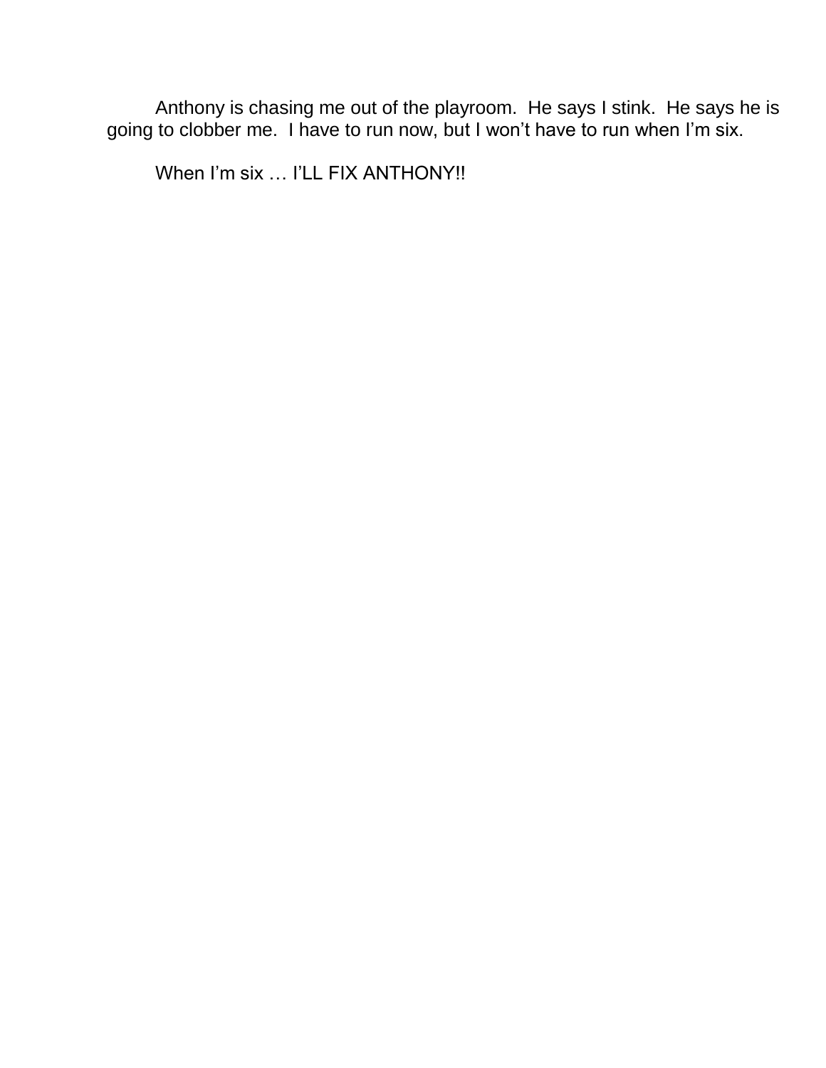Anthony is chasing me out of the playroom. He says I stink. He says he is going to clobber me. I have to run now, but I won't have to run when I'm six.

When I'm six … I'LL FIX ANTHONY!!